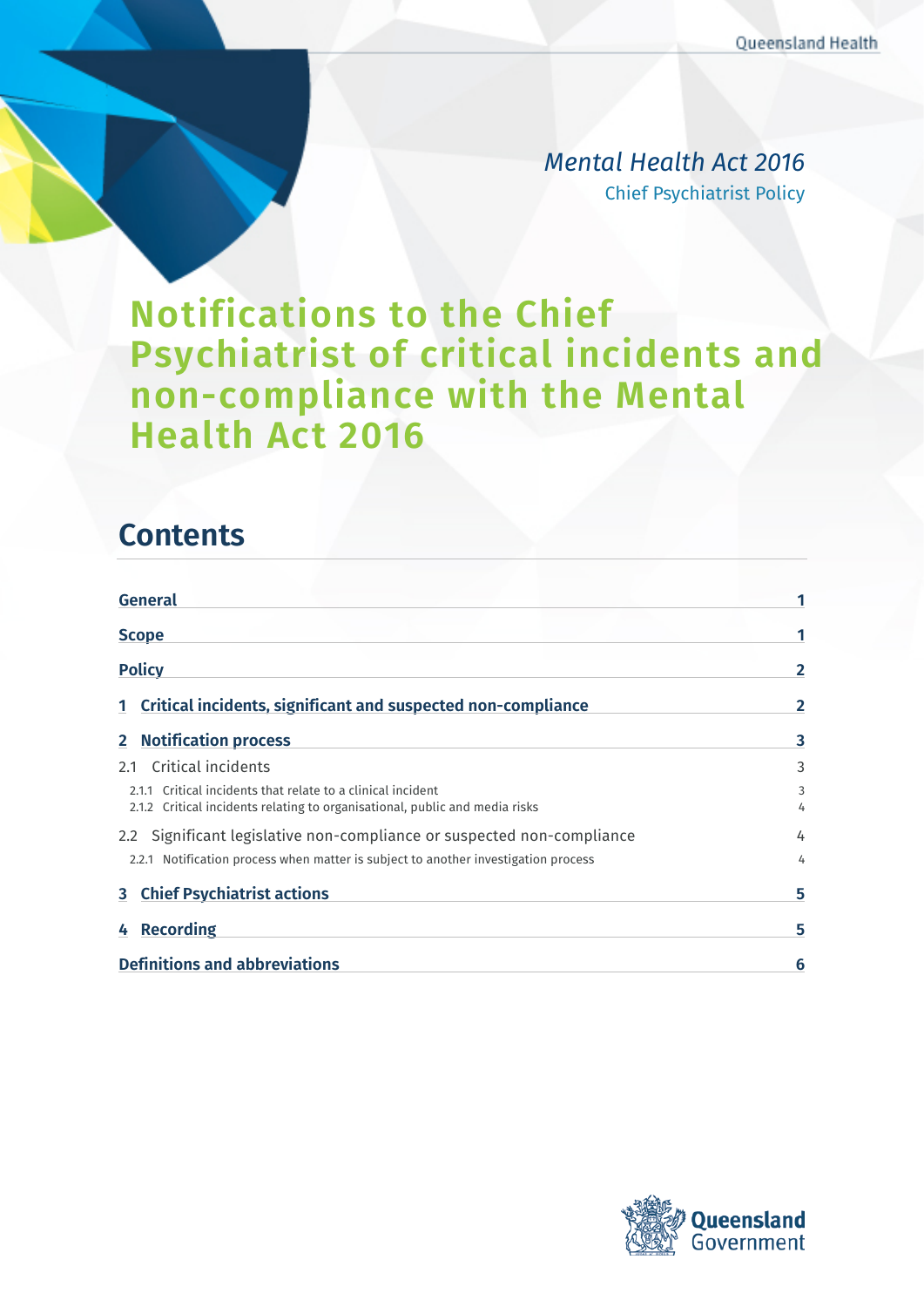*Mental Health Act 2016*

Chief Psychiatrist Policy

# Notifications to the Chief Psychiatrist of critical incidents and non-compliance with the Mental Health Act 2016

## Contents

| | |
|---|---|
| **General** | **1** |
| **Scope** | **1** |
| **Policy** | **2** |
| **1 Critical incidents, significant and suspected non-compliance** | **2** |
| **2 Notification process** | **3** |
| 2.1 Critical incidents | 3 |
| 2.1.1 Critical incidents that relate to a clinical incident | 3 |
| 2.1.2 Critical incidents relating to organisational, public and media risks | 4 |
| 2.2 Significant legislative non-compliance or suspected non-compliance | 4 |
| 2.2.1 Notification process when matter is subject to another investigation process | 4 |
| **3 Chief Psychiatrist actions** | **5** |
| **4 Recording** | **5** |
| **Definitions and abbreviations** | **6** |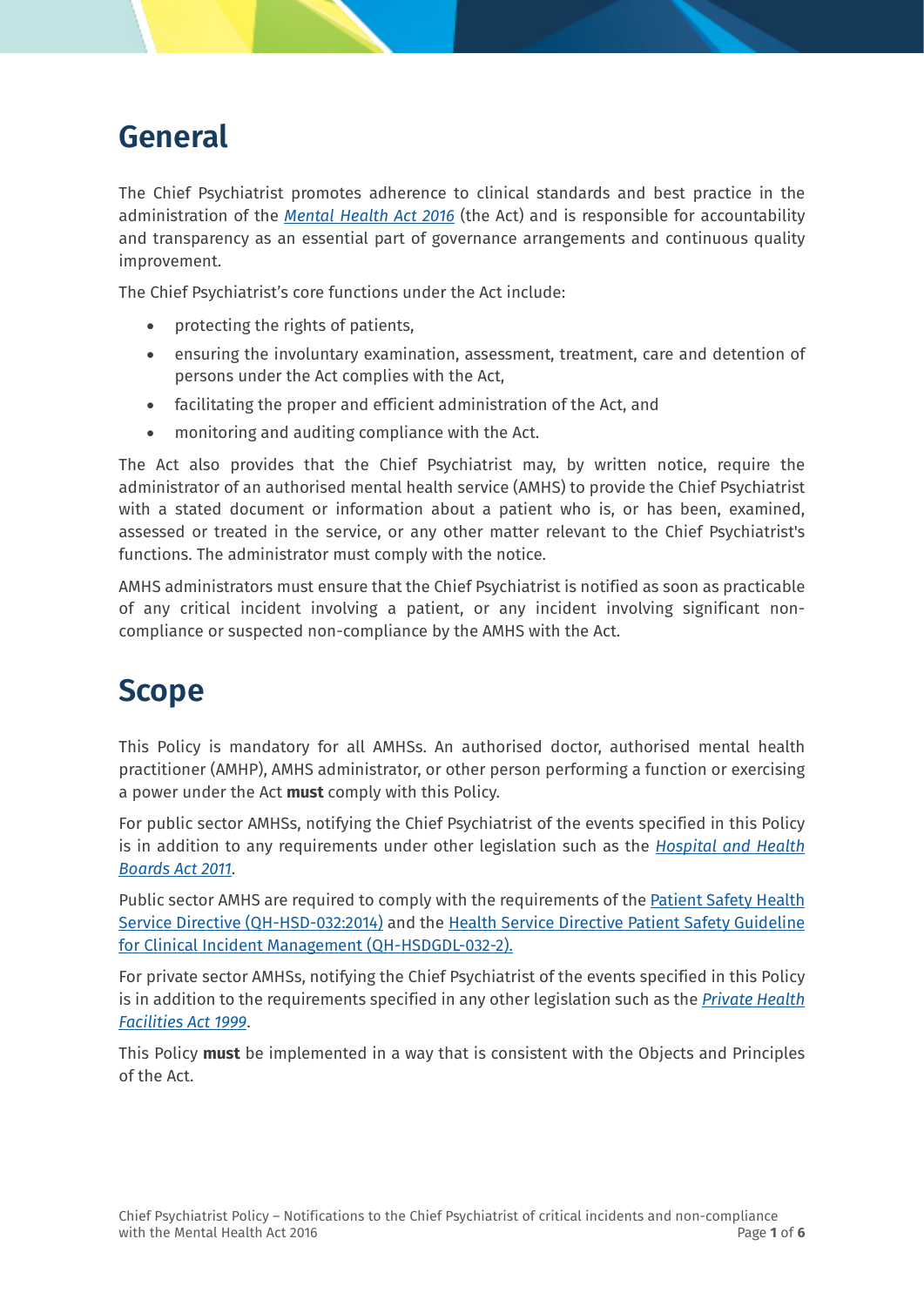# General

The Chief Psychiatrist promotes adherence to clinical standards and best practice in the administration of the *Mental Health Act 2016* (the Act) and is responsible for accountability and transparency as an essential part of governance arrangements and continuous quality improvement.

The Chief Psychiatrist's core functions under the Act include:

- protecting the rights of patients,
- ensuring the involuntary examination, assessment, treatment, care and detention of persons under the Act complies with the Act,
- facilitating the proper and efficient administration of the Act, and
- monitoring and auditing compliance with the Act.

The Act also provides that the Chief Psychiatrist may, by written notice, require the administrator of an authorised mental health service (AMHS) to provide the Chief Psychiatrist with a stated document or information about a patient who is, or has been, examined, assessed or treated in the service, or any other matter relevant to the Chief Psychiatrist's functions. The administrator must comply with the notice.

AMHS administrators must ensure that the Chief Psychiatrist is notified as soon as practicable of any critical incident involving a patient, or any incident involving significant non-compliance or suspected non-compliance by the AMHS with the Act.

# Scope

This Policy is mandatory for all AMHSs. An authorised doctor, authorised mental health practitioner (AMHP), AMHS administrator, or other person performing a function or exercising a power under the Act **must** comply with this Policy.

For public sector AMHSs, notifying the Chief Psychiatrist of the events specified in this Policy is in addition to any requirements under other legislation such as the *Hospital and Health Boards Act 2011*.

Public sector AMHS are required to comply with the requirements of the Patient Safety Health Service Directive (QH-HSD-032:2014) and the Health Service Directive Patient Safety Guideline for Clinical Incident Management (QH-HSDGDL-032-2).

For private sector AMHSs, notifying the Chief Psychiatrist of the events specified in this Policy is in addition to the requirements specified in any other legislation such as the *Private Health Facilities Act 1999*.

This Policy **must** be implemented in a way that is consistent with the Objects and Principles of the Act.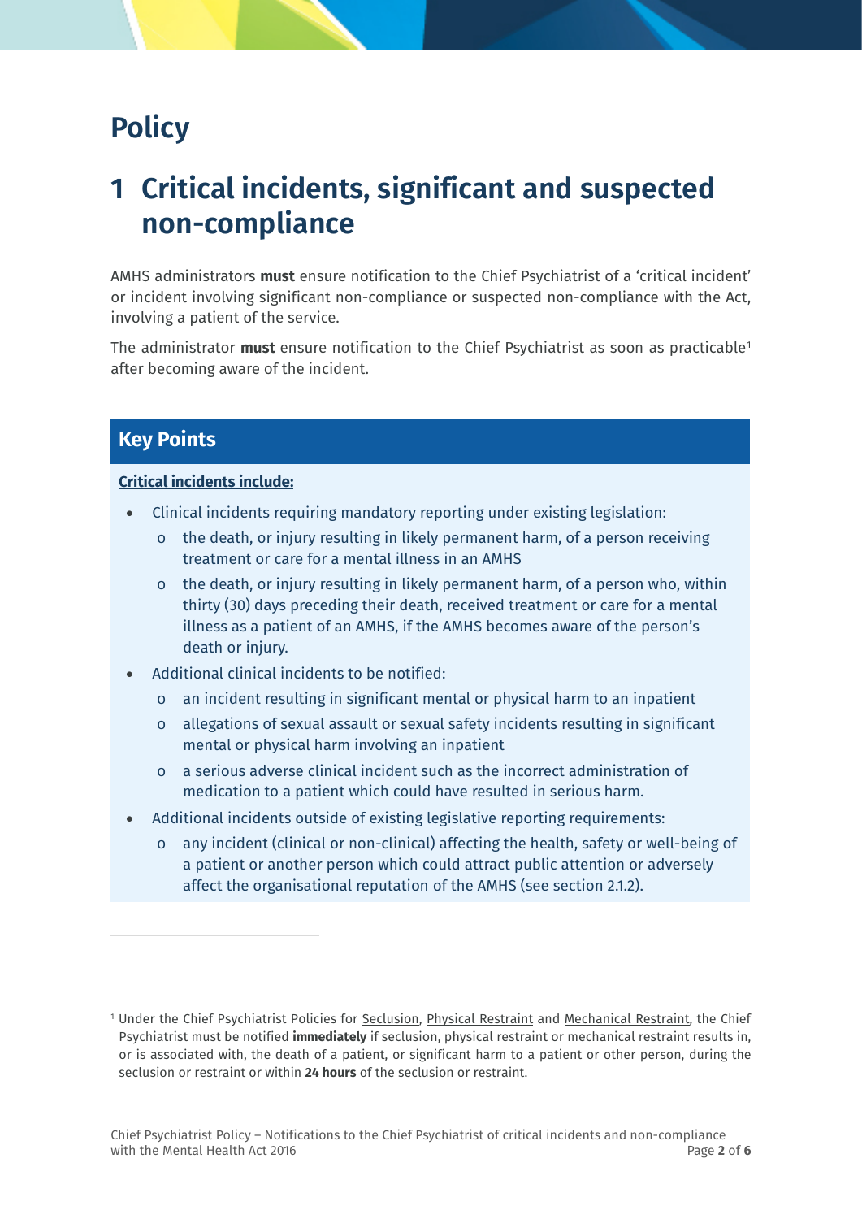# Policy

## 1 Critical incidents, significant and suspected non-compliance

AMHS administrators **must** ensure notification to the Chief Psychiatrist of a 'critical incident' or incident involving significant non-compliance or suspected non-compliance with the Act, involving a patient of the service.

The administrator **must** ensure notification to the Chief Psychiatrist as soon as practicable[1] after becoming aware of the incident.

### Key Points

**Critical incidents include:**

- Clinical incidents requiring mandatory reporting under existing legislation:
  - the death, or injury resulting in likely permanent harm, of a person receiving treatment or care for a mental illness in an AMHS
  - the death, or injury resulting in likely permanent harm, of a person who, within thirty (30) days preceding their death, received treatment or care for a mental illness as a patient of an AMHS, if the AMHS becomes aware of the person's death or injury.
- Additional clinical incidents to be notified:
  - an incident resulting in significant mental or physical harm to an inpatient
  - allegations of sexual assault or sexual safety incidents resulting in significant mental or physical harm involving an inpatient
  - a serious adverse clinical incident such as the incorrect administration of medication to a patient which could have resulted in serious harm.
- Additional incidents outside of existing legislative reporting requirements:
  - any incident (clinical or non-clinical) affecting the health, safety or well-being of a patient or another person which could attract public attention or adversely affect the organisational reputation of the AMHS (see section 2.1.2).

---

[1] Under the Chief Psychiatrist Policies for Seclusion, Physical Restraint and Mechanical Restraint, the Chief Psychiatrist must be notified **immediately** if seclusion, physical restraint or mechanical restraint results in, or is associated with, the death of a patient, or significant harm to a patient or other person, during the seclusion or restraint or within **24 hours** of the seclusion or restraint.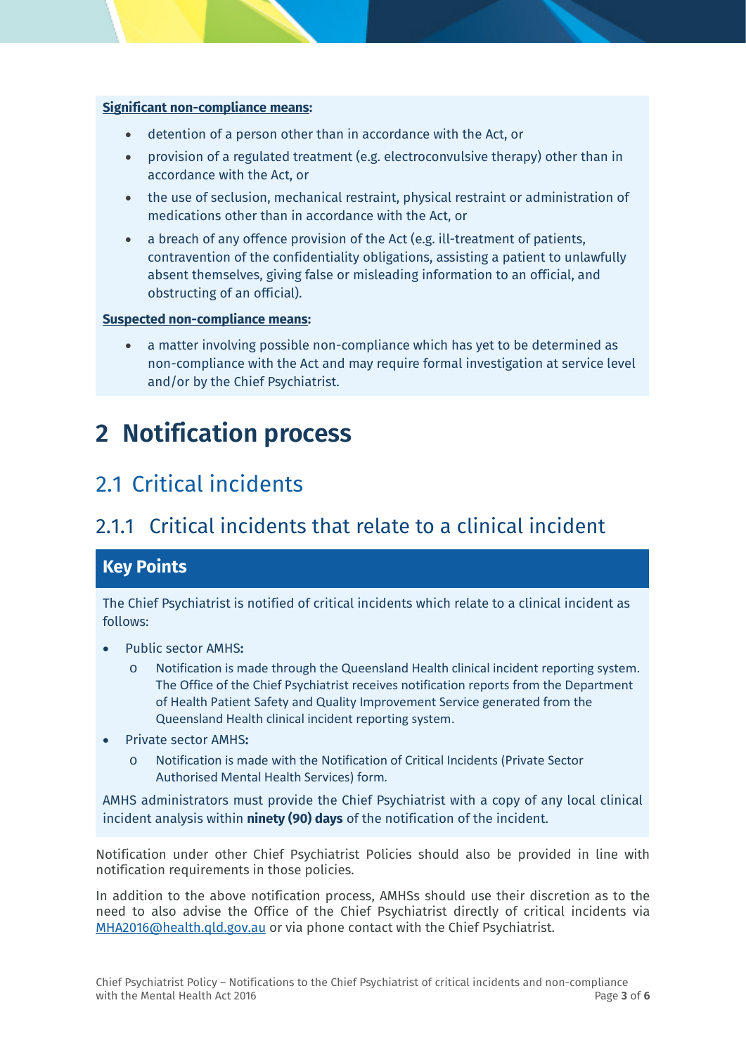**Significant non-compliance means:**

- detention of a person other than in accordance with the Act, or
- provision of a regulated treatment (e.g. electroconvulsive therapy) other than in accordance with the Act, or
- the use of seclusion, mechanical restraint, physical restraint or administration of medications other than in accordance with the Act, or
- a breach of any offence provision of the Act (e.g. ill-treatment of patients, contravention of the confidentiality obligations, assisting a patient to unlawfully absent themselves, giving false or misleading information to an official, and obstructing of an official).

**Suspected non-compliance means:**

- a matter involving possible non-compliance which has yet to be determined as non-compliance with the Act and may require formal investigation at service level and/or by the Chief Psychiatrist.

# 2 Notification process

## 2.1 Critical incidents

### 2.1.1 Critical incidents that relate to a clinical incident

**Key Points**

The Chief Psychiatrist is notified of critical incidents which relate to a clinical incident as follows:

- Public sector AMHS**:**
    - Notification is made through the Queensland Health clinical incident reporting system. The Office of the Chief Psychiatrist receives notification reports from the Department of Health Patient Safety and Quality Improvement Service generated from the Queensland Health clinical incident reporting system.
- Private sector AMHS**:**
    - Notification is made with the Notification of Critical Incidents (Private Sector Authorised Mental Health Services) form.

AMHS administrators must provide the Chief Psychiatrist with a copy of any local clinical incident analysis within **ninety (90) days** of the notification of the incident.

Notification under other Chief Psychiatrist Policies should also be provided in line with notification requirements in those policies.

In addition to the above notification process, AMHSs should use their discretion as to the need to also advise the Office of the Chief Psychiatrist directly of critical incidents via MHA2016@health.qld.gov.au or via phone contact with the Chief Psychiatrist.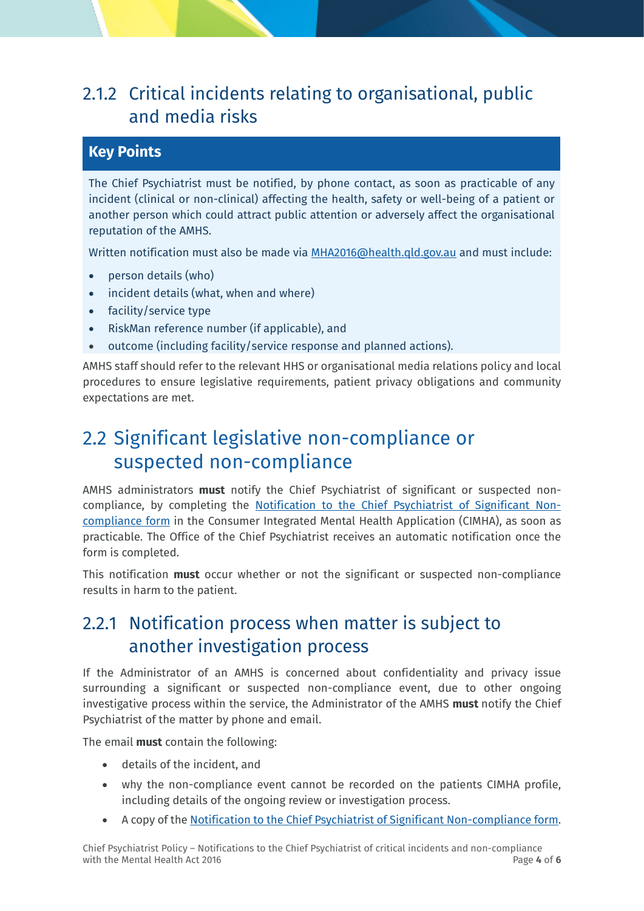### 2.1.2 Critical incidents relating to organisational, public and media risks

**Key Points**

The Chief Psychiatrist must be notified, by phone contact, as soon as practicable of any incident (clinical or non-clinical) affecting the health, safety or well-being of a patient or another person which could attract public attention or adversely affect the organisational reputation of the AMHS.

Written notification must also be made via [MHA2016@health.qld.gov.au](mailto:MHA2016@health.qld.gov.au) and must include:

- person details (who)
- incident details (what, when and where)
- facility/service type
- RiskMan reference number (if applicable), and
- outcome (including facility/service response and planned actions).

AMHS staff should refer to the relevant HHS or organisational media relations policy and local procedures to ensure legislative requirements, patient privacy obligations and community expectations are met.

## 2.2 Significant legislative non-compliance or suspected non-compliance

AMHS administrators **must** notify the Chief Psychiatrist of significant or suspected non-compliance, by completing the Notification to the Chief Psychiatrist of Significant Non-compliance form in the Consumer Integrated Mental Health Application (CIMHA), as soon as practicable. The Office of the Chief Psychiatrist receives an automatic notification once the form is completed.

This notification **must** occur whether or not the significant or suspected non-compliance results in harm to the patient.

### 2.2.1 Notification process when matter is subject to another investigation process

If the Administrator of an AMHS is concerned about confidentiality and privacy issue surrounding a significant or suspected non-compliance event, due to other ongoing investigative process within the service, the Administrator of the AMHS **must** notify the Chief Psychiatrist of the matter by phone and email.

The email **must** contain the following:

- details of the incident, and
- why the non-compliance event cannot be recorded on the patients CIMHA profile, including details of the ongoing review or investigation process.
- A copy of the Notification to the Chief Psychiatrist of Significant Non-compliance form.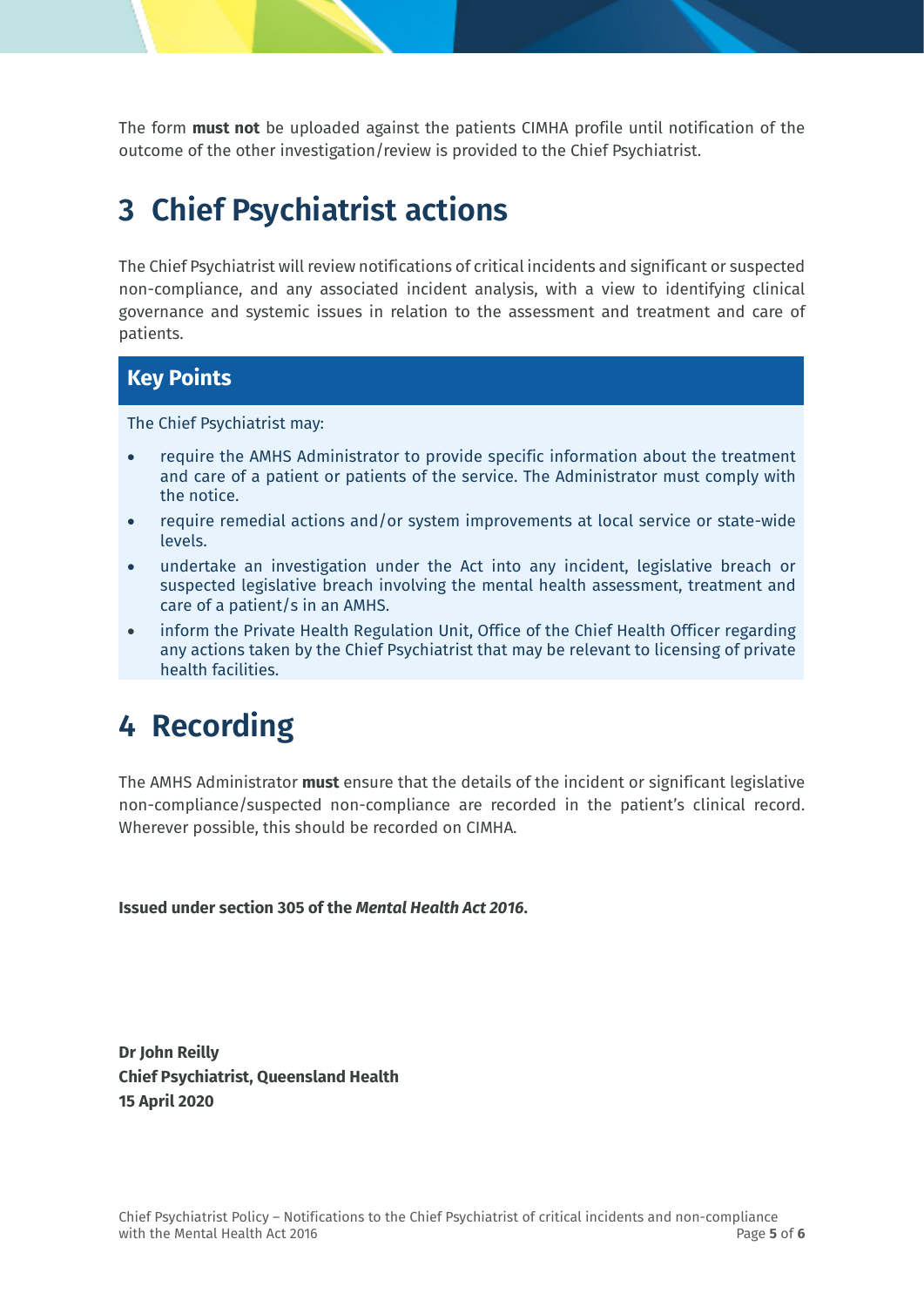The form **must not** be uploaded against the patients CIMHA profile until notification of the outcome of the other investigation/review is provided to the Chief Psychiatrist.

# 3 Chief Psychiatrist actions

The Chief Psychiatrist will review notifications of critical incidents and significant or suspected non-compliance, and any associated incident analysis, with a view to identifying clinical governance and systemic issues in relation to the assessment and treatment and care of patients.

### Key Points

The Chief Psychiatrist may:

- require the AMHS Administrator to provide specific information about the treatment and care of a patient or patients of the service. The Administrator must comply with the notice.
- require remedial actions and/or system improvements at local service or state-wide levels.
- undertake an investigation under the Act into any incident, legislative breach or suspected legislative breach involving the mental health assessment, treatment and care of a patient/s in an AMHS.
- inform the Private Health Regulation Unit, Office of the Chief Health Officer regarding any actions taken by the Chief Psychiatrist that may be relevant to licensing of private health facilities.

# 4 Recording

The AMHS Administrator **must** ensure that the details of the incident or significant legislative non-compliance/suspected non-compliance are recorded in the patient's clinical record. Wherever possible, this should be recorded on CIMHA.

**Issued under section 305 of the *Mental Health Act 2016*.**

**Dr John Reilly**
**Chief Psychiatrist, Queensland Health**
**15 April 2020**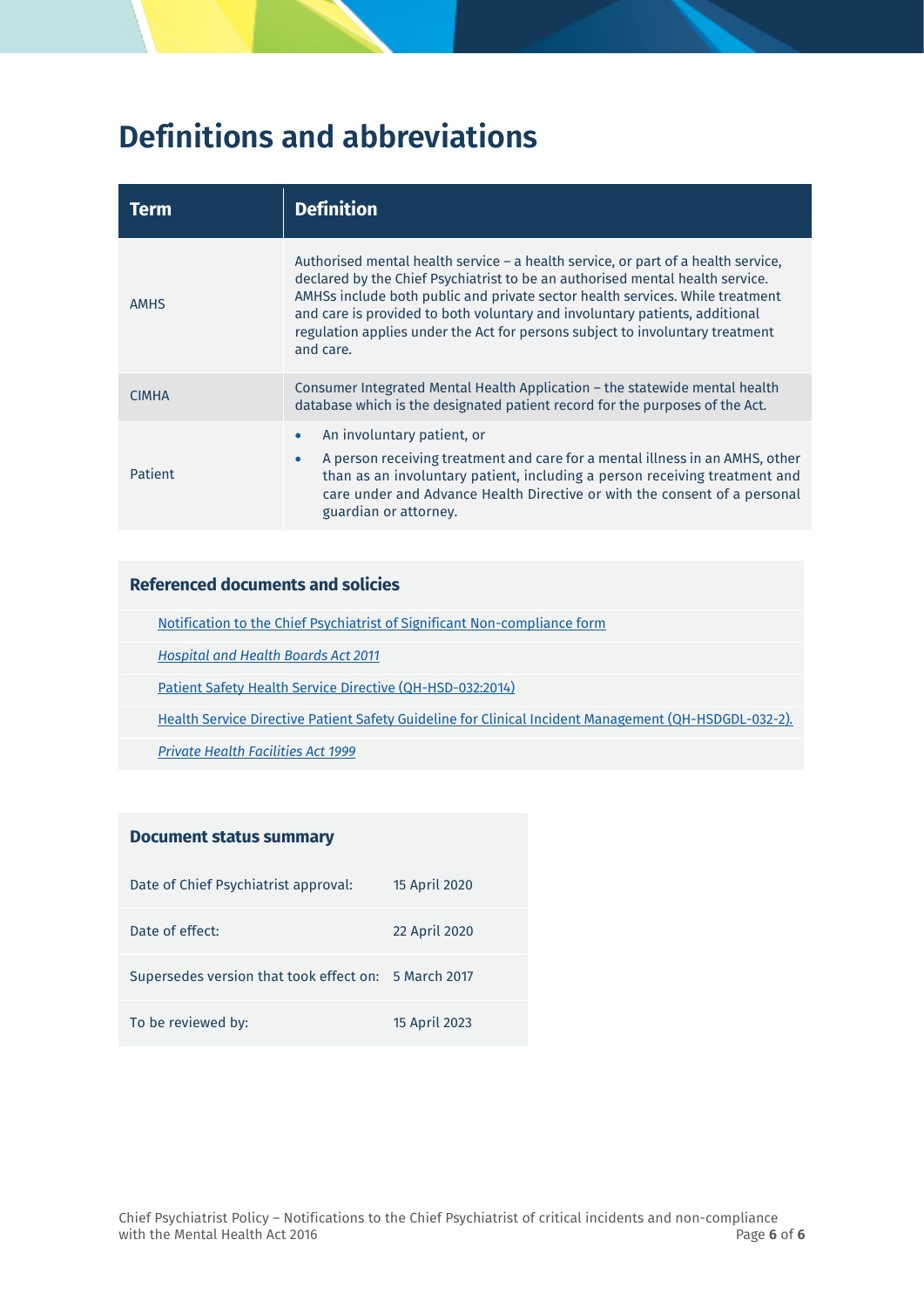# Definitions and abbreviations

| Term | Definition |
|---|---|
| AMHS | Authorised mental health service – a health service, or part of a health service, declared by the Chief Psychiatrist to be an authorised mental health service. AMHSs include both public and private sector health services. While treatment and care is provided to both voluntary and involuntary patients, additional regulation applies under the Act for persons subject to involuntary treatment and care. |
| CIMHA | Consumer Integrated Mental Health Application – the statewide mental health database which is the designated patient record for the purposes of the Act. |
| Patient | • An involuntary patient, or<br>• A person receiving treatment and care for a mental illness in an AMHS, other than as an involuntary patient, including a person receiving treatment and care under and Advance Health Directive or with the consent of a personal guardian or attorney. |

### Referenced documents and solicies

- Notification to the Chief Psychiatrist of Significant Non-compliance form
- *Hospital and Health Boards Act 2011*
- Patient Safety Health Service Directive (QH-HSD-032:2014)
- Health Service Directive Patient Safety Guideline for Clinical Incident Management (QH-HSDGDL-032-2).
- *Private Health Facilities Act 1999*

### Document status summary

| | |
|---|---|
| Date of Chief Psychiatrist approval: | 15 April 2020 |
| Date of effect: | 22 April 2020 |
| Supersedes version that took effect on: | 5 March 2017 |
| To be reviewed by: | 15 April 2023 |